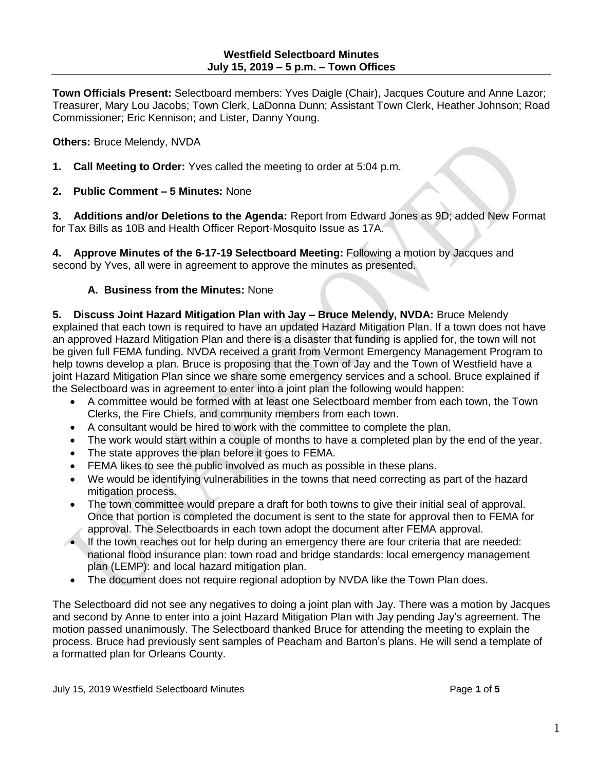**Westfield Selectboard Minutes**
**July 15, 2019 – 5 p.m. – Town Offices**

**Town Officials Present:** Selectboard members: Yves Daigle (Chair), Jacques Couture and Anne Lazor; Treasurer, Mary Lou Jacobs; Town Clerk, LaDonna Dunn; Assistant Town Clerk, Heather Johnson; Road Commissioner; Eric Kennison; and Lister, Danny Young.

**Others:** Bruce Melendy, NVDA

**1. Call Meeting to Order:** Yves called the meeting to order at 5:04 p.m.

**2. Public Comment – 5 Minutes:** None

**3. Additions and/or Deletions to the Agenda:** Report from Edward Jones as 9D; added New Format for Tax Bills as 10B and Health Officer Report-Mosquito Issue as 17A.

**4. Approve Minutes of the 6-17-19 Selectboard Meeting:** Following a motion by Jacques and second by Yves, all were in agreement to approve the minutes as presented.

**A. Business from the Minutes:** None

**5. Discuss Joint Hazard Mitigation Plan with Jay – Bruce Melendy, NVDA:** Bruce Melendy explained that each town is required to have an updated Hazard Mitigation Plan. If a town does not have an approved Hazard Mitigation Plan and there is a disaster that funding is applied for, the town will not be given full FEMA funding. NVDA received a grant from Vermont Emergency Management Program to help towns develop a plan. Bruce is proposing that the Town of Jay and the Town of Westfield have a joint Hazard Mitigation Plan since we share some emergency services and a school. Bruce explained if the Selectboard was in agreement to enter into a joint plan the following would happen:

- A committee would be formed with at least one Selectboard member from each town, the Town Clerks, the Fire Chiefs, and community members from each town.
- A consultant would be hired to work with the committee to complete the plan.
- The work would start within a couple of months to have a completed plan by the end of the year.
- The state approves the plan before it goes to FEMA.
- FEMA likes to see the public involved as much as possible in these plans.
- We would be identifying vulnerabilities in the towns that need correcting as part of the hazard mitigation process.
- The town committee would prepare a draft for both towns to give their initial seal of approval. Once that portion is completed the document is sent to the state for approval then to FEMA for approval. The Selectboards in each town adopt the document after FEMA approval.
- If the town reaches out for help during an emergency there are four criteria that are needed: national flood insurance plan: town road and bridge standards: local emergency management plan (LEMP): and local hazard mitigation plan.
- The document does not require regional adoption by NVDA like the Town Plan does.

The Selectboard did not see any negatives to doing a joint plan with Jay. There was a motion by Jacques and second by Anne to enter into a joint Hazard Mitigation Plan with Jay pending Jay's agreement. The motion passed unanimously. The Selectboard thanked Bruce for attending the meeting to explain the process. Bruce had previously sent samples of Peacham and Barton's plans. He will send a template of a formatted plan for Orleans County.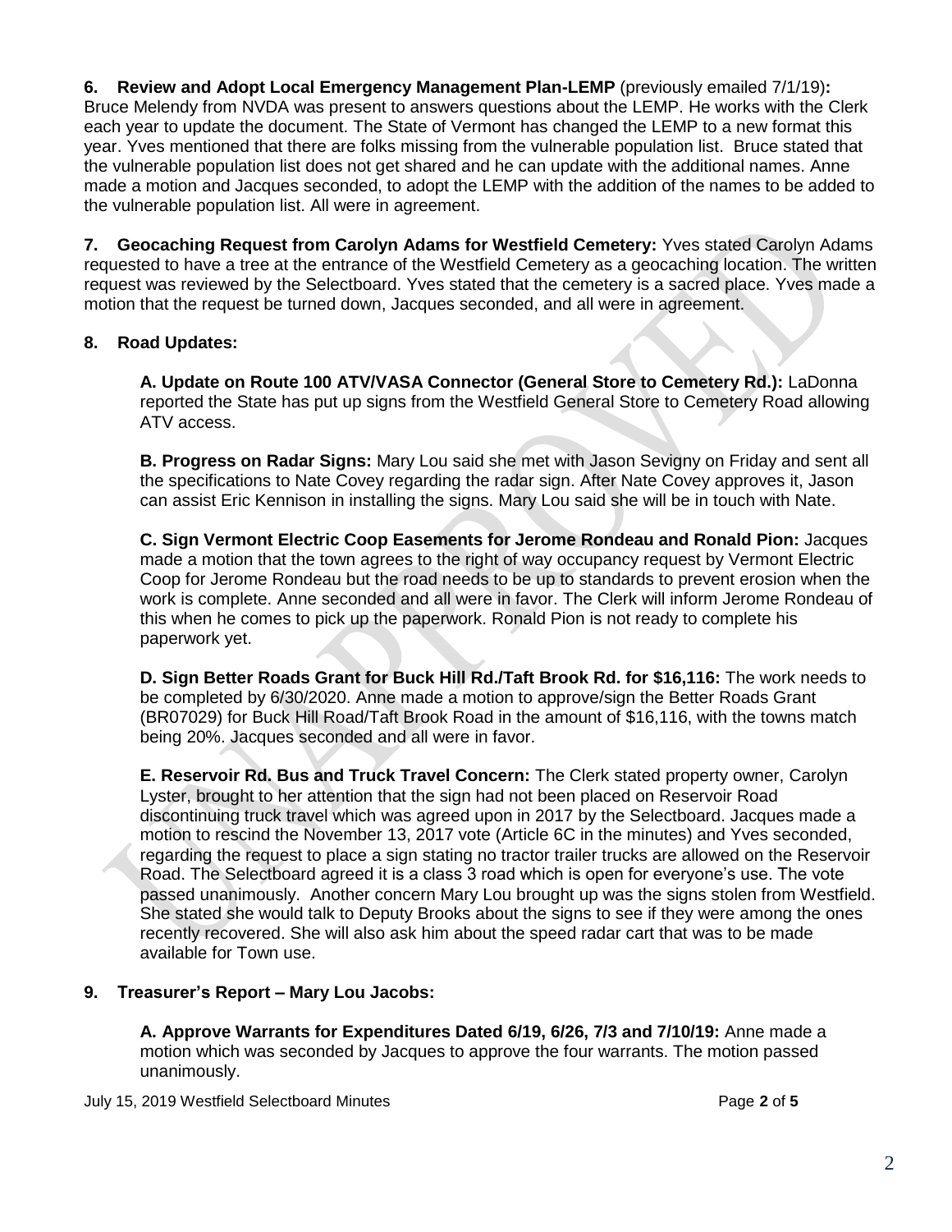**6. Review and Adopt Local Emergency Management Plan-LEMP** (previously emailed 7/1/19)**:** Bruce Melendy from NVDA was present to answers questions about the LEMP. He works with the Clerk each year to update the document. The State of Vermont has changed the LEMP to a new format this year. Yves mentioned that there are folks missing from the vulnerable population list. Bruce stated that the vulnerable population list does not get shared and he can update with the additional names. Anne made a motion and Jacques seconded, to adopt the LEMP with the addition of the names to be added to the vulnerable population list. All were in agreement.

**7. Geocaching Request from Carolyn Adams for Westfield Cemetery:** Yves stated Carolyn Adams requested to have a tree at the entrance of the Westfield Cemetery as a geocaching location. The written request was reviewed by the Selectboard. Yves stated that the cemetery is a sacred place. Yves made a motion that the request be turned down, Jacques seconded, and all were in agreement.

**8. Road Updates:**

**A. Update on Route 100 ATV/VASA Connector (General Store to Cemetery Rd.):** LaDonna reported the State has put up signs from the Westfield General Store to Cemetery Road allowing ATV access.

**B. Progress on Radar Signs:** Mary Lou said she met with Jason Sevigny on Friday and sent all the specifications to Nate Covey regarding the radar sign. After Nate Covey approves it, Jason can assist Eric Kennison in installing the signs. Mary Lou said she will be in touch with Nate.

**C. Sign Vermont Electric Coop Easements for Jerome Rondeau and Ronald Pion:** Jacques made a motion that the town agrees to the right of way occupancy request by Vermont Electric Coop for Jerome Rondeau but the road needs to be up to standards to prevent erosion when the work is complete. Anne seconded and all were in favor. The Clerk will inform Jerome Rondeau of this when he comes to pick up the paperwork. Ronald Pion is not ready to complete his paperwork yet.

**D. Sign Better Roads Grant for Buck Hill Rd./Taft Brook Rd. for $16,116:** The work needs to be completed by 6/30/2020. Anne made a motion to approve/sign the Better Roads Grant (BR07029) for Buck Hill Road/Taft Brook Road in the amount of $16,116, with the towns match being 20%. Jacques seconded and all were in favor.

**E. Reservoir Rd. Bus and Truck Travel Concern:** The Clerk stated property owner, Carolyn Lyster, brought to her attention that the sign had not been placed on Reservoir Road discontinuing truck travel which was agreed upon in 2017 by the Selectboard. Jacques made a motion to rescind the November 13, 2017 vote (Article 6C in the minutes) and Yves seconded, regarding the request to place a sign stating no tractor trailer trucks are allowed on the Reservoir Road. The Selectboard agreed it is a class 3 road which is open for everyone's use. The vote passed unanimously. Another concern Mary Lou brought up was the signs stolen from Westfield. She stated she would talk to Deputy Brooks about the signs to see if they were among the ones recently recovered. She will also ask him about the speed radar cart that was to be made available for Town use.

**9. Treasurer's Report – Mary Lou Jacobs:**

**A. Approve Warrants for Expenditures Dated 6/19, 6/26, 7/3 and 7/10/19:** Anne made a motion which was seconded by Jacques to approve the four warrants. The motion passed unanimously.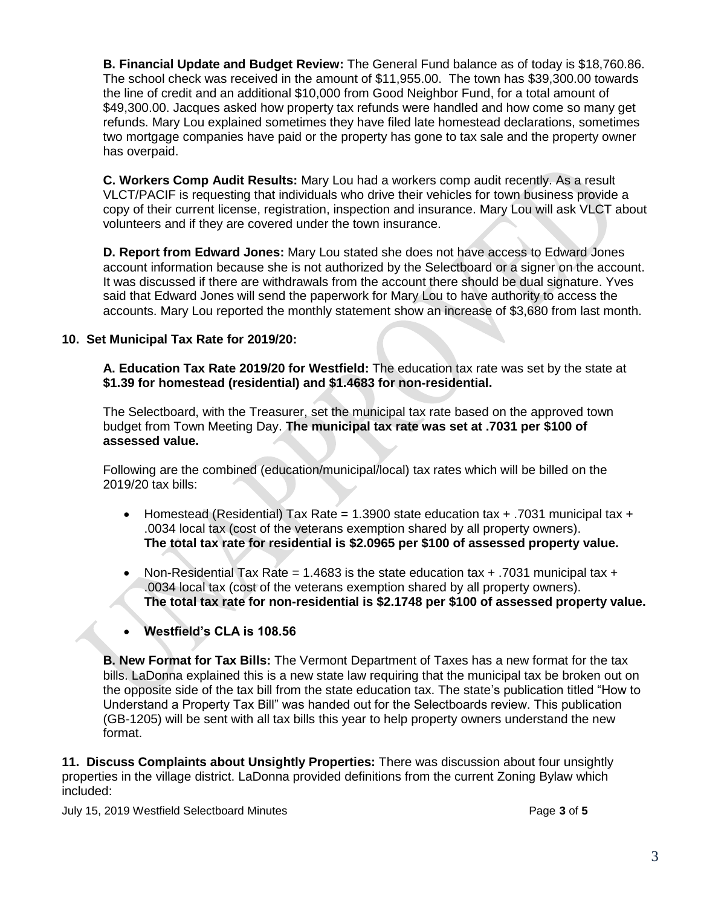**B. Financial Update and Budget Review:** The General Fund balance as of today is $18,760.86. The school check was received in the amount of $11,955.00. The town has $39,300.00 towards the line of credit and an additional $10,000 from Good Neighbor Fund, for a total amount of $49,300.00. Jacques asked how property tax refunds were handled and how come so many get refunds. Mary Lou explained sometimes they have filed late homestead declarations, sometimes two mortgage companies have paid or the property has gone to tax sale and the property owner has overpaid.

**C. Workers Comp Audit Results:** Mary Lou had a workers comp audit recently. As a result VLCT/PACIF is requesting that individuals who drive their vehicles for town business provide a copy of their current license, registration, inspection and insurance. Mary Lou will ask VLCT about volunteers and if they are covered under the town insurance.

**D. Report from Edward Jones:** Mary Lou stated she does not have access to Edward Jones account information because she is not authorized by the Selectboard or a signer on the account. It was discussed if there are withdrawals from the account there should be dual signature. Yves said that Edward Jones will send the paperwork for Mary Lou to have authority to access the accounts. Mary Lou reported the monthly statement show an increase of $3,680 from last month.

**10. Set Municipal Tax Rate for 2019/20:**

**A. Education Tax Rate 2019/20 for Westfield:** The education tax rate was set by the state at **$1.39 for homestead (residential) and $1.4683 for non-residential.**

The Selectboard, with the Treasurer, set the municipal tax rate based on the approved town budget from Town Meeting Day. **The municipal tax rate was set at .7031 per $100 of assessed value.**

Following are the combined (education/municipal/local) tax rates which will be billed on the 2019/20 tax bills:

- Homestead (Residential) Tax Rate = 1.3900 state education tax + .7031 municipal tax + .0034 local tax (cost of the veterans exemption shared by all property owners). **The total tax rate for residential is $2.0965 per $100 of assessed property value.**

- Non-Residential Tax Rate = 1.4683 is the state education tax + .7031 municipal tax + .0034 local tax (cost of the veterans exemption shared by all property owners). **The total tax rate for non-residential is $2.1748 per $100 of assessed property value.**

- **Westfield's CLA is 108.56**

**B. New Format for Tax Bills:** The Vermont Department of Taxes has a new format for the tax bills. LaDonna explained this is a new state law requiring that the municipal tax be broken out on the opposite side of the tax bill from the state education tax. The state's publication titled "How to Understand a Property Tax Bill" was handed out for the Selectboards review. This publication (GB-1205) will be sent with all tax bills this year to help property owners understand the new format.

**11. Discuss Complaints about Unsightly Properties:** There was discussion about four unsightly properties in the village district. LaDonna provided definitions from the current Zoning Bylaw which included: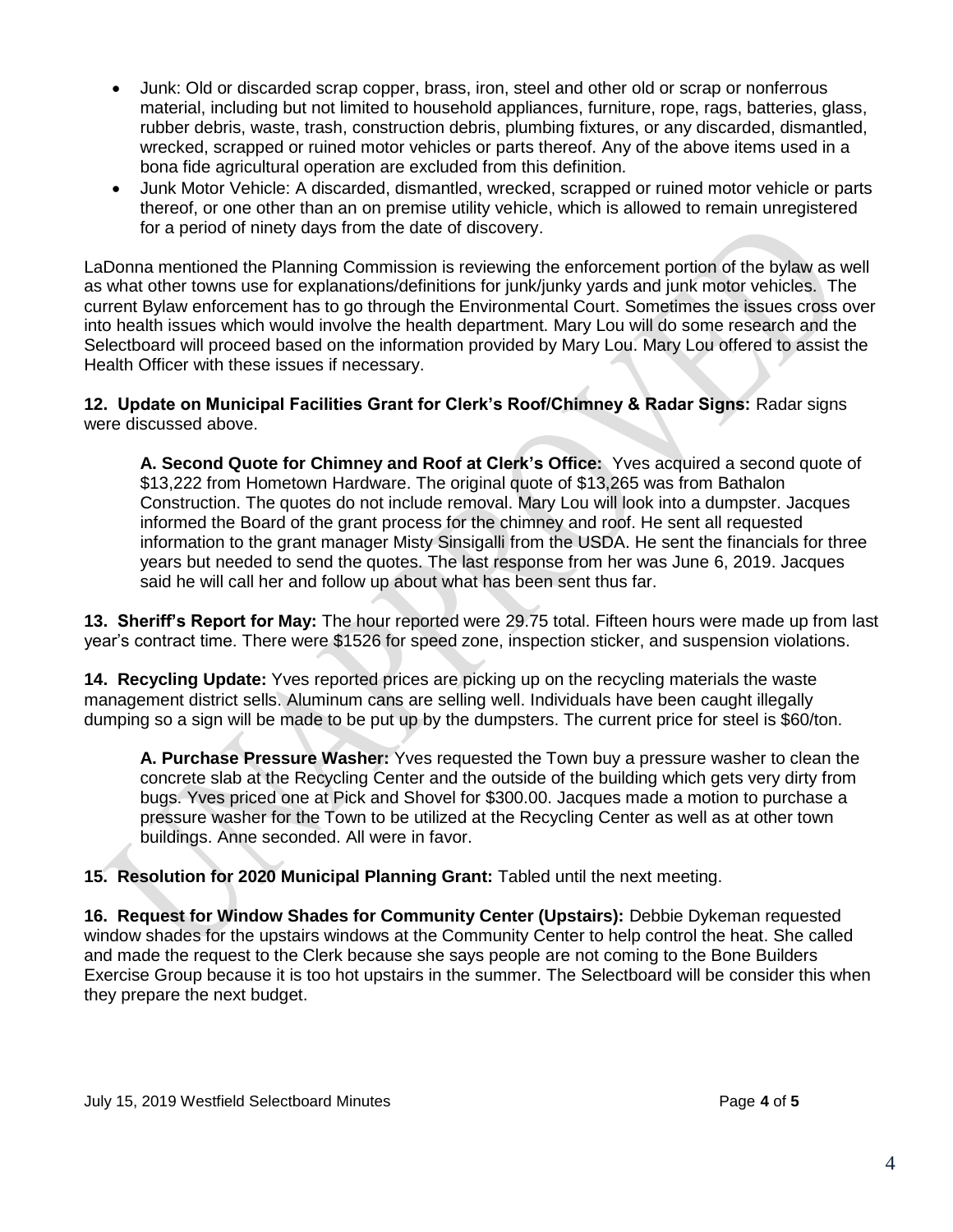- Junk: Old or discarded scrap copper, brass, iron, steel and other old or scrap or nonferrous material, including but not limited to household appliances, furniture, rope, rags, batteries, glass, rubber debris, waste, trash, construction debris, plumbing fixtures, or any discarded, dismantled, wrecked, scrapped or ruined motor vehicles or parts thereof. Any of the above items used in a bona fide agricultural operation are excluded from this definition.
- Junk Motor Vehicle: A discarded, dismantled, wrecked, scrapped or ruined motor vehicle or parts thereof, or one other than an on premise utility vehicle, which is allowed to remain unregistered for a period of ninety days from the date of discovery.

LaDonna mentioned the Planning Commission is reviewing the enforcement portion of the bylaw as well as what other towns use for explanations/definitions for junk/junky yards and junk motor vehicles. The current Bylaw enforcement has to go through the Environmental Court. Sometimes the issues cross over into health issues which would involve the health department. Mary Lou will do some research and the Selectboard will proceed based on the information provided by Mary Lou. Mary Lou offered to assist the Health Officer with these issues if necessary.

**12. Update on Municipal Facilities Grant for Clerk's Roof/Chimney & Radar Signs:** Radar signs were discussed above.

> **A. Second Quote for Chimney and Roof at Clerk's Office:** Yves acquired a second quote of $13,222 from Hometown Hardware. The original quote of $13,265 was from Bathalon Construction. The quotes do not include removal. Mary Lou will look into a dumpster. Jacques informed the Board of the grant process for the chimney and roof. He sent all requested information to the grant manager Misty Sinsigalli from the USDA. He sent the financials for three years but needed to send the quotes. The last response from her was June 6, 2019. Jacques said he will call her and follow up about what has been sent thus far.

**13. Sheriff's Report for May:** The hour reported were 29.75 total. Fifteen hours were made up from last year's contract time. There were $1526 for speed zone, inspection sticker, and suspension violations.

**14. Recycling Update:** Yves reported prices are picking up on the recycling materials the waste management district sells. Aluminum cans are selling well. Individuals have been caught illegally dumping so a sign will be made to be put up by the dumpsters. The current price for steel is $60/ton.

> **A. Purchase Pressure Washer:** Yves requested the Town buy a pressure washer to clean the concrete slab at the Recycling Center and the outside of the building which gets very dirty from bugs. Yves priced one at Pick and Shovel for $300.00. Jacques made a motion to purchase a pressure washer for the Town to be utilized at the Recycling Center as well as at other town buildings. Anne seconded. All were in favor.

**15. Resolution for 2020 Municipal Planning Grant:** Tabled until the next meeting.

**16. Request for Window Shades for Community Center (Upstairs):** Debbie Dykeman requested window shades for the upstairs windows at the Community Center to help control the heat. She called and made the request to the Clerk because she says people are not coming to the Bone Builders Exercise Group because it is too hot upstairs in the summer. The Selectboard will be consider this when they prepare the next budget.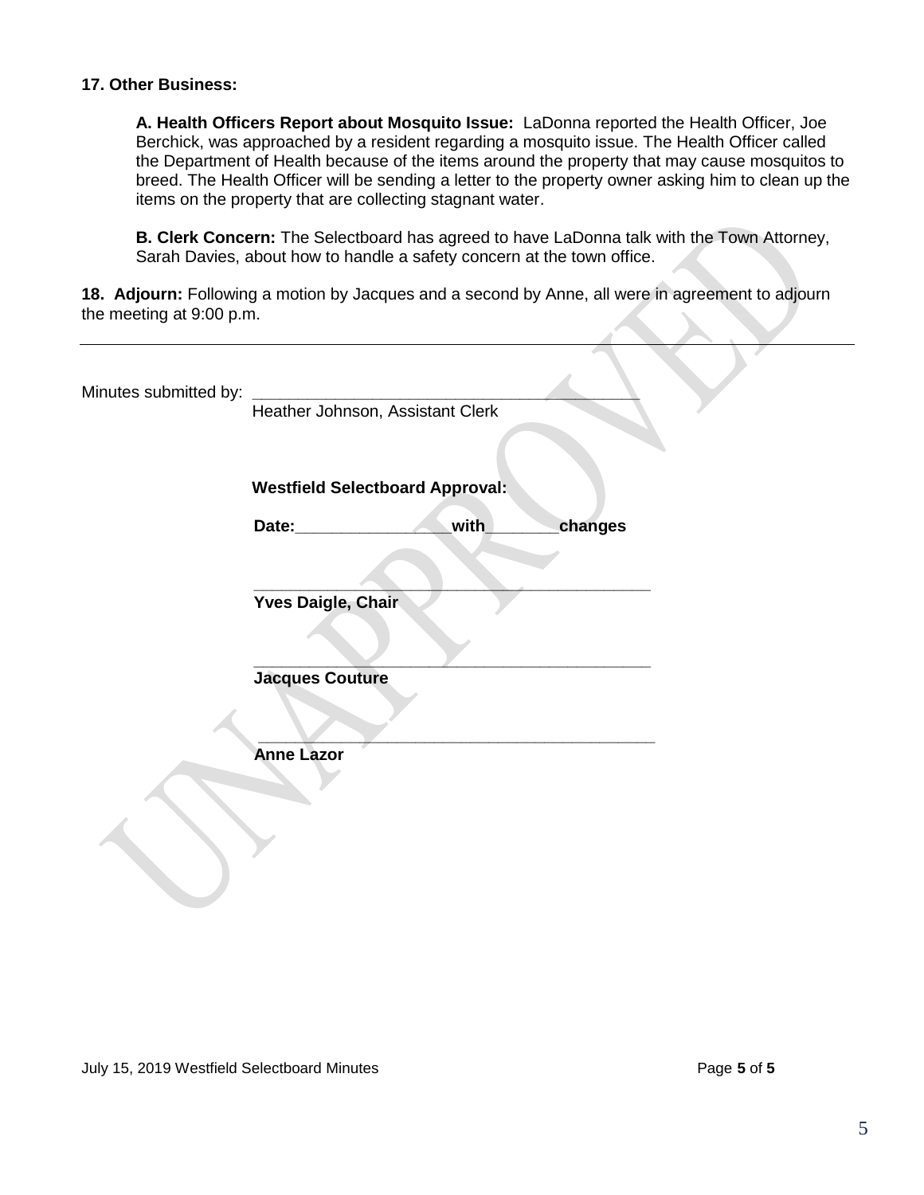**17. Other Business:**

**A. Health Officers Report about Mosquito Issue:** LaDonna reported the Health Officer, Joe Berchick, was approached by a resident regarding a mosquito issue. The Health Officer called the Department of Health because of the items around the property that may cause mosquitos to breed. The Health Officer will be sending a letter to the property owner asking him to clean up the items on the property that are collecting stagnant water.

**B. Clerk Concern:** The Selectboard has agreed to have LaDonna talk with the Town Attorney, Sarah Davies, about how to handle a safety concern at the town office.

**18. Adjourn:** Following a motion by Jacques and a second by Anne, all were in agreement to adjourn the meeting at 9:00 p.m.

---

Minutes submitted by: ___________________________________________
Heather Johnson, Assistant Clerk

**Westfield Selectboard Approval:**

**Date:**________________**with**________**changes**

_____________________________________________
**Yves Daigle, Chair**

_____________________________________________
**Jacques Couture**

_____________________________________________
**Anne Lazor**

UNAPPROVED